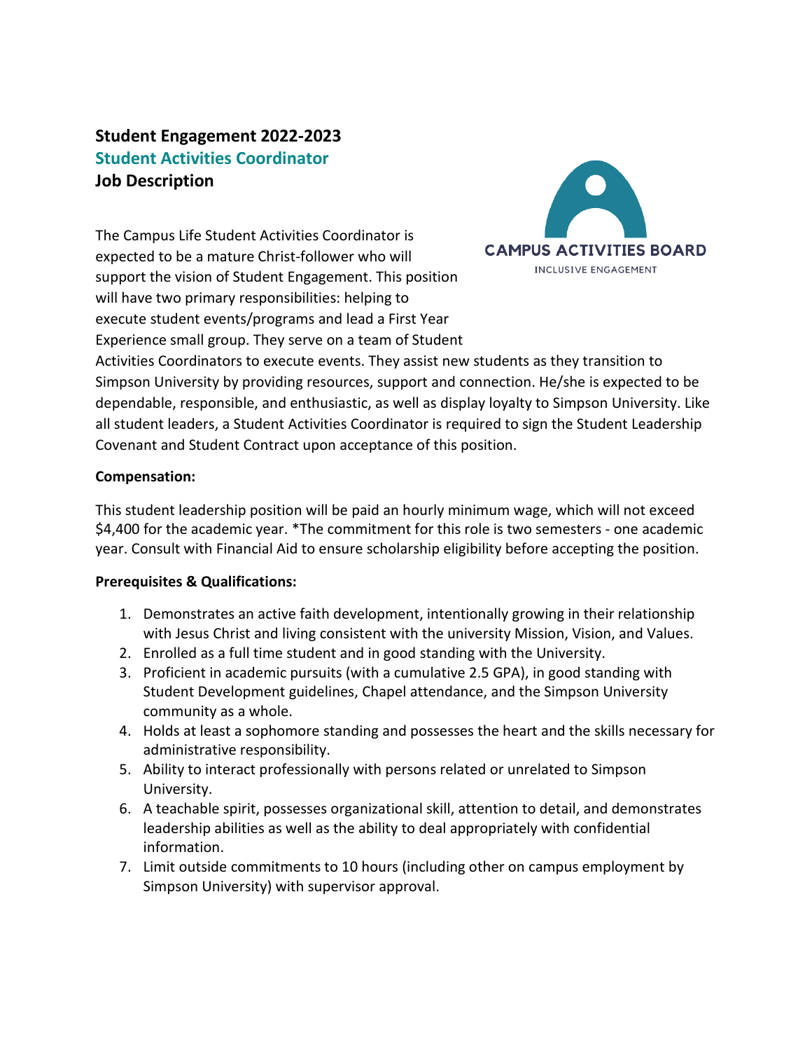# Student Engagement 2022-2023
## Student Activities Coordinator
## Job Description

CAMPUS ACTIVITIES BOARD
INCLUSIVE ENGAGEMENT

The Campus Life Student Activities Coordinator is expected to be a mature Christ-follower who will support the vision of Student Engagement. This position will have two primary responsibilities: helping to execute student events/programs and lead a First Year Experience small group. They serve on a team of Student Activities Coordinators to execute events. They assist new students as they transition to Simpson University by providing resources, support and connection. He/she is expected to be dependable, responsible, and enthusiastic, as well as display loyalty to Simpson University. Like all student leaders, a Student Activities Coordinator is required to sign the Student Leadership Covenant and Student Contract upon acceptance of this position.

**Compensation:**

This student leadership position will be paid an hourly minimum wage, which will not exceed $4,400 for the academic year. *The commitment for this role is two semesters - one academic year. Consult with Financial Aid to ensure scholarship eligibility before accepting the position.

**Prerequisites & Qualifications:**

1. Demonstrates an active faith development, intentionally growing in their relationship with Jesus Christ and living consistent with the university Mission, Vision, and Values.
2. Enrolled as a full time student and in good standing with the University.
3. Proficient in academic pursuits (with a cumulative 2.5 GPA), in good standing with Student Development guidelines, Chapel attendance, and the Simpson University community as a whole.
4. Holds at least a sophomore standing and possesses the heart and the skills necessary for administrative responsibility.
5. Ability to interact professionally with persons related or unrelated to Simpson University.
6. A teachable spirit, possesses organizational skill, attention to detail, and demonstrates leadership abilities as well as the ability to deal appropriately with confidential information.
7. Limit outside commitments to 10 hours (including other on campus employment by Simpson University) with supervisor approval.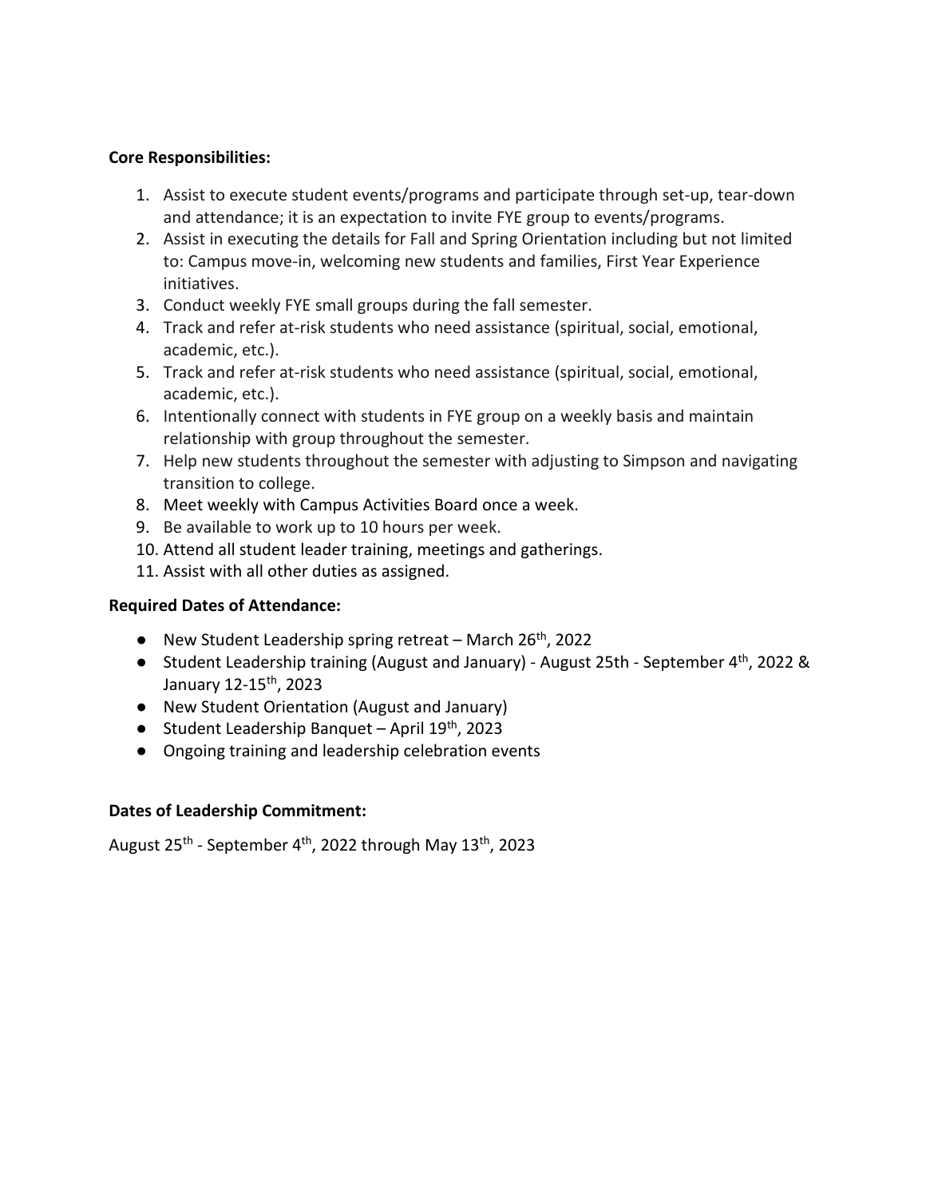**Core Responsibilities:**

1. Assist to execute student events/programs and participate through set-up, tear-down and attendance; it is an expectation to invite FYE group to events/programs.
2. Assist in executing the details for Fall and Spring Orientation including but not limited to: Campus move-in, welcoming new students and families, First Year Experience initiatives.
3. Conduct weekly FYE small groups during the fall semester.
4. Track and refer at-risk students who need assistance (spiritual, social, emotional, academic, etc.).
5. Track and refer at-risk students who need assistance (spiritual, social, emotional, academic, etc.).
6. Intentionally connect with students in FYE group on a weekly basis and maintain relationship with group throughout the semester.
7. Help new students throughout the semester with adjusting to Simpson and navigating transition to college.
8. Meet weekly with Campus Activities Board once a week.
9. Be available to work up to 10 hours per week.
10. Attend all student leader training, meetings and gatherings.
11. Assist with all other duties as assigned.

**Required Dates of Attendance:**

- New Student Leadership spring retreat – March 26th, 2022
- Student Leadership training (August and January) - August 25th - September 4th, 2022 & January 12-15th, 2023
- New Student Orientation (August and January)
- Student Leadership Banquet – April 19th, 2023
- Ongoing training and leadership celebration events

**Dates of Leadership Commitment:**

August 25th - September 4th, 2022 through May 13th, 2023